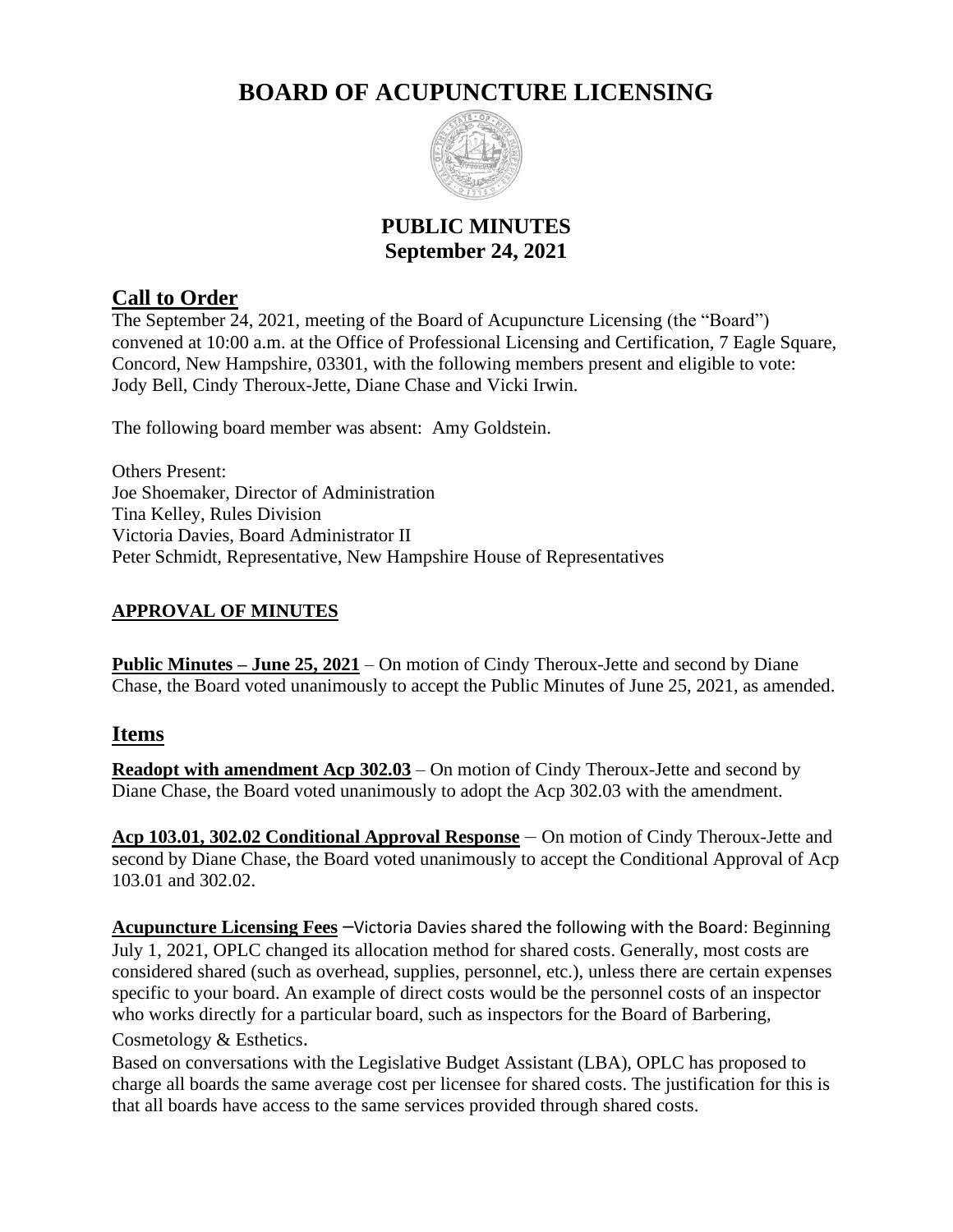# BOARD OF ACUPUNCTURE LICENSING

## PUBLIC MINUTES
## September 24, 2021

## Call to Order

The September 24, 2021, meeting of the Board of Acupuncture Licensing (the "Board") convened at 10:00 a.m. at the Office of Professional Licensing and Certification, 7 Eagle Square, Concord, New Hampshire, 03301, with the following members present and eligible to vote: Jody Bell, Cindy Theroux-Jette, Diane Chase and Vicki Irwin.

The following board member was absent: Amy Goldstein.

Others Present:
Joe Shoemaker, Director of Administration
Tina Kelley, Rules Division
Victoria Davies, Board Administrator II
Peter Schmidt, Representative, New Hampshire House of Representatives

### APPROVAL OF MINUTES

**Public Minutes – June 25, 2021** – On motion of Cindy Theroux-Jette and second by Diane Chase, the Board voted unanimously to accept the Public Minutes of June 25, 2021, as amended.

## Items

**Readopt with amendment Acp 302.03** – On motion of Cindy Theroux-Jette and second by Diane Chase, the Board voted unanimously to adopt the Acp 302.03 with the amendment.

**Acp 103.01, 302.02 Conditional Approval Response** – On motion of Cindy Theroux-Jette and second by Diane Chase, the Board voted unanimously to accept the Conditional Approval of Acp 103.01 and 302.02.

**Acupuncture Licensing Fees** –Victoria Davies shared the following with the Board: Beginning July 1, 2021, OPLC changed its allocation method for shared costs. Generally, most costs are considered shared (such as overhead, supplies, personnel, etc.), unless there are certain expenses specific to your board. An example of direct costs would be the personnel costs of an inspector who works directly for a particular board, such as inspectors for the Board of Barbering, Cosmetology & Esthetics.

Based on conversations with the Legislative Budget Assistant (LBA), OPLC has proposed to charge all boards the same average cost per licensee for shared costs. The justification for this is that all boards have access to the same services provided through shared costs.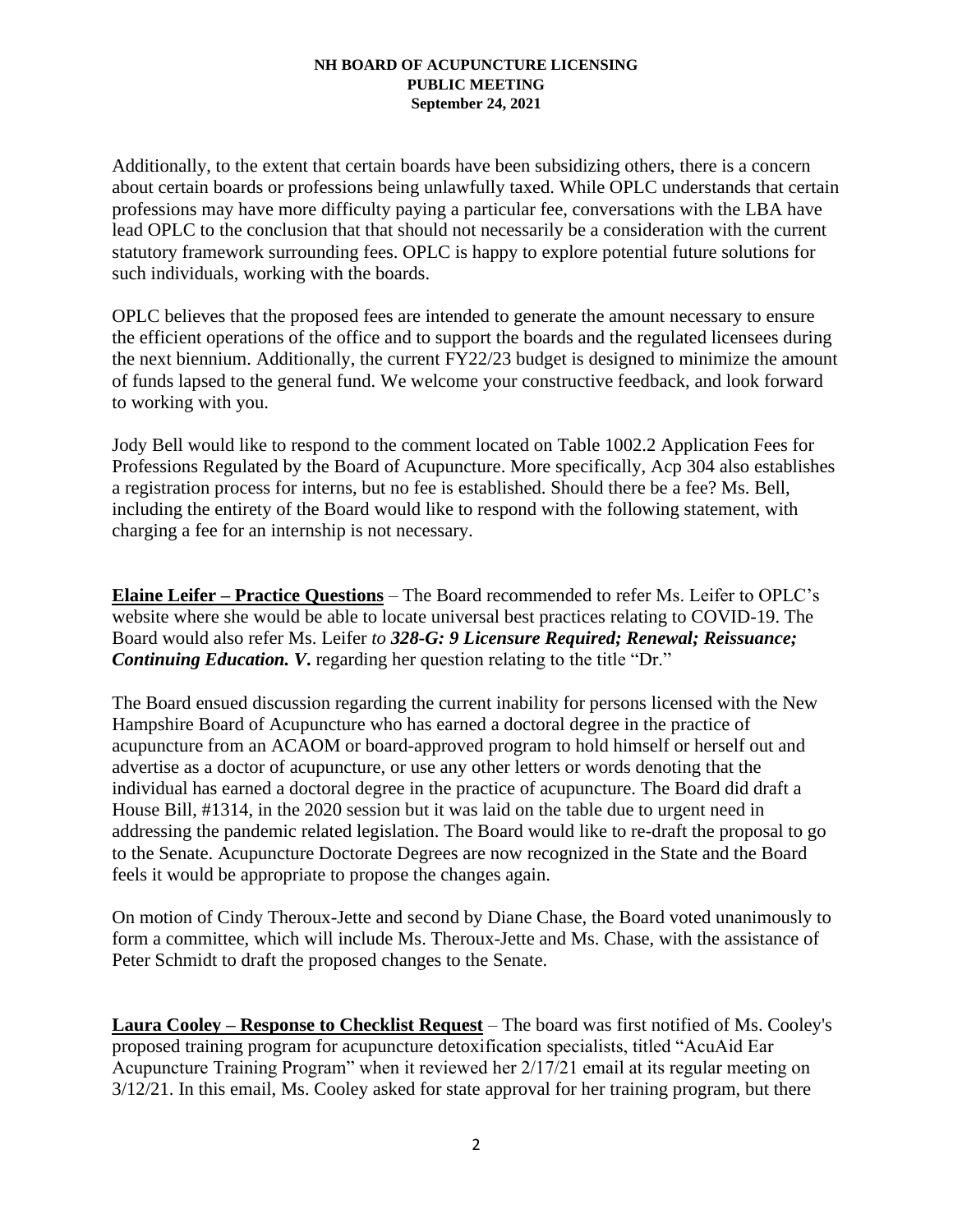Additionally, to the extent that certain boards have been subsidizing others, there is a concern about certain boards or professions being unlawfully taxed. While OPLC understands that certain professions may have more difficulty paying a particular fee, conversations with the LBA have lead OPLC to the conclusion that that should not necessarily be a consideration with the current statutory framework surrounding fees. OPLC is happy to explore potential future solutions for such individuals, working with the boards.

OPLC believes that the proposed fees are intended to generate the amount necessary to ensure the efficient operations of the office and to support the boards and the regulated licensees during the next biennium. Additionally, the current FY22/23 budget is designed to minimize the amount of funds lapsed to the general fund. We welcome your constructive feedback, and look forward to working with you.

Jody Bell would like to respond to the comment located on Table 1002.2 Application Fees for Professions Regulated by the Board of Acupuncture. More specifically, Acp 304 also establishes a registration process for interns, but no fee is established. Should there be a fee? Ms. Bell, including the entirety of the Board would like to respond with the following statement, with charging a fee for an internship is not necessary.

**Elaine Leifer – Practice Questions** – The Board recommended to refer Ms. Leifer to OPLC's website where she would be able to locate universal best practices relating to COVID-19. The Board would also refer Ms. Leifer *to **328-G: 9 Licensure Required; Renewal; Reissuance; Continuing Education. V***. regarding her question relating to the title "Dr."

The Board ensued discussion regarding the current inability for persons licensed with the New Hampshire Board of Acupuncture who has earned a doctoral degree in the practice of acupuncture from an ACAOM or board-approved program to hold himself or herself out and advertise as a doctor of acupuncture, or use any other letters or words denoting that the individual has earned a doctoral degree in the practice of acupuncture. The Board did draft a House Bill, #1314, in the 2020 session but it was laid on the table due to urgent need in addressing the pandemic related legislation. The Board would like to re-draft the proposal to go to the Senate. Acupuncture Doctorate Degrees are now recognized in the State and the Board feels it would be appropriate to propose the changes again.

On motion of Cindy Theroux-Jette and second by Diane Chase, the Board voted unanimously to form a committee, which will include Ms. Theroux-Jette and Ms. Chase, with the assistance of Peter Schmidt to draft the proposed changes to the Senate.

**Laura Cooley – Response to Checklist Request** – The board was first notified of Ms. Cooley's proposed training program for acupuncture detoxification specialists, titled "AcuAid Ear Acupuncture Training Program" when it reviewed her 2/17/21 email at its regular meeting on 3/12/21. In this email, Ms. Cooley asked for state approval for her training program, but there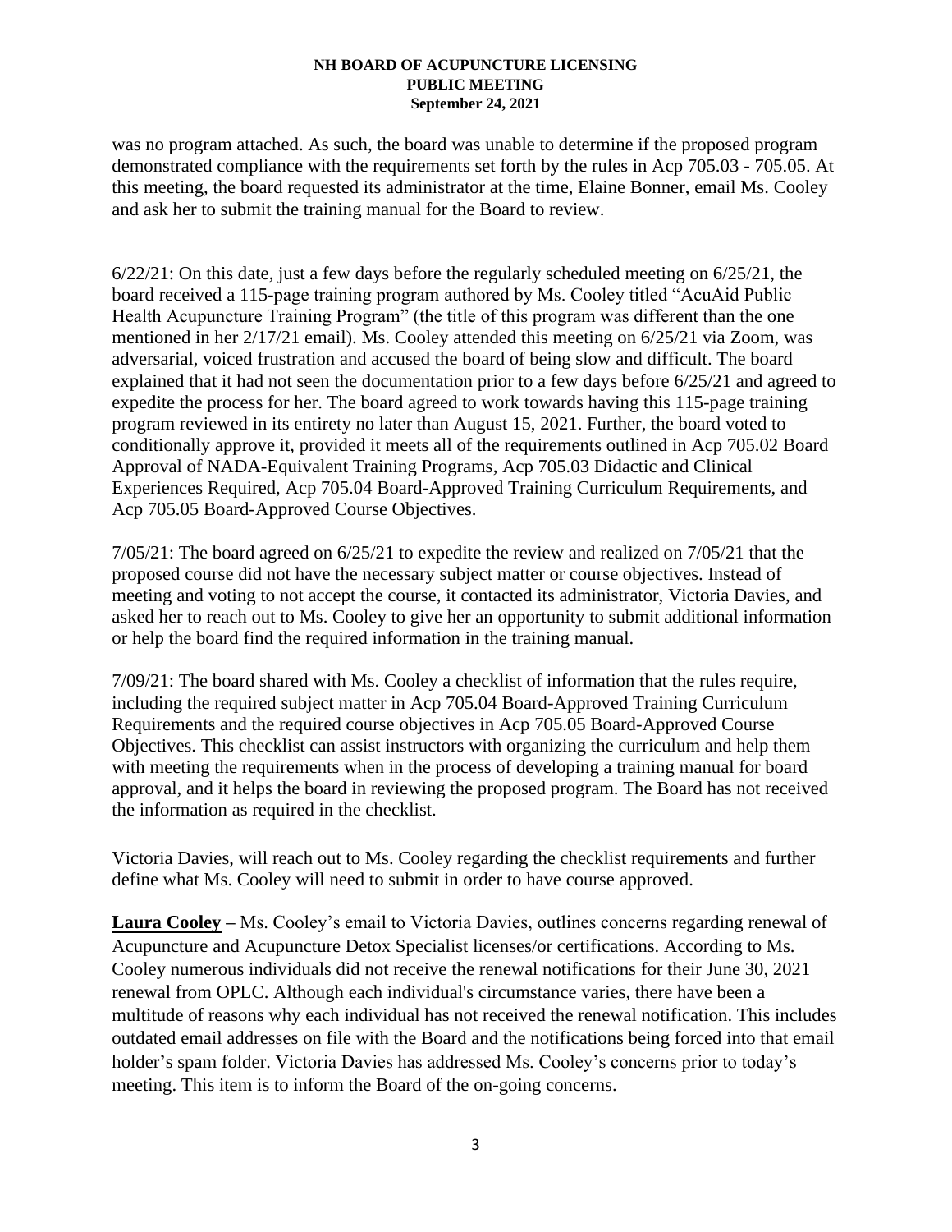was no program attached. As such, the board was unable to determine if the proposed program demonstrated compliance with the requirements set forth by the rules in Acp 705.03 - 705.05. At this meeting, the board requested its administrator at the time, Elaine Bonner, email Ms. Cooley and ask her to submit the training manual for the Board to review.

6/22/21: On this date, just a few days before the regularly scheduled meeting on 6/25/21, the board received a 115-page training program authored by Ms. Cooley titled "AcuAid Public Health Acupuncture Training Program" (the title of this program was different than the one mentioned in her 2/17/21 email). Ms. Cooley attended this meeting on 6/25/21 via Zoom, was adversarial, voiced frustration and accused the board of being slow and difficult. The board explained that it had not seen the documentation prior to a few days before 6/25/21 and agreed to expedite the process for her. The board agreed to work towards having this 115-page training program reviewed in its entirety no later than August 15, 2021. Further, the board voted to conditionally approve it, provided it meets all of the requirements outlined in Acp 705.02 Board Approval of NADA-Equivalent Training Programs, Acp 705.03 Didactic and Clinical Experiences Required, Acp 705.04 Board-Approved Training Curriculum Requirements, and Acp 705.05 Board-Approved Course Objectives.

7/05/21: The board agreed on 6/25/21 to expedite the review and realized on 7/05/21 that the proposed course did not have the necessary subject matter or course objectives. Instead of meeting and voting to not accept the course, it contacted its administrator, Victoria Davies, and asked her to reach out to Ms. Cooley to give her an opportunity to submit additional information or help the board find the required information in the training manual.

7/09/21: The board shared with Ms. Cooley a checklist of information that the rules require, including the required subject matter in Acp 705.04 Board-Approved Training Curriculum Requirements and the required course objectives in Acp 705.05 Board-Approved Course Objectives. This checklist can assist instructors with organizing the curriculum and help them with meeting the requirements when in the process of developing a training manual for board approval, and it helps the board in reviewing the proposed program. The Board has not received the information as required in the checklist.

Victoria Davies, will reach out to Ms. Cooley regarding the checklist requirements and further define what Ms. Cooley will need to submit in order to have course approved.

**Laura Cooley** – Ms. Cooley's email to Victoria Davies, outlines concerns regarding renewal of Acupuncture and Acupuncture Detox Specialist licenses/or certifications. According to Ms. Cooley numerous individuals did not receive the renewal notifications for their June 30, 2021 renewal from OPLC. Although each individual's circumstance varies, there have been a multitude of reasons why each individual has not received the renewal notification. This includes outdated email addresses on file with the Board and the notifications being forced into that email holder's spam folder. Victoria Davies has addressed Ms. Cooley's concerns prior to today's meeting. This item is to inform the Board of the on-going concerns.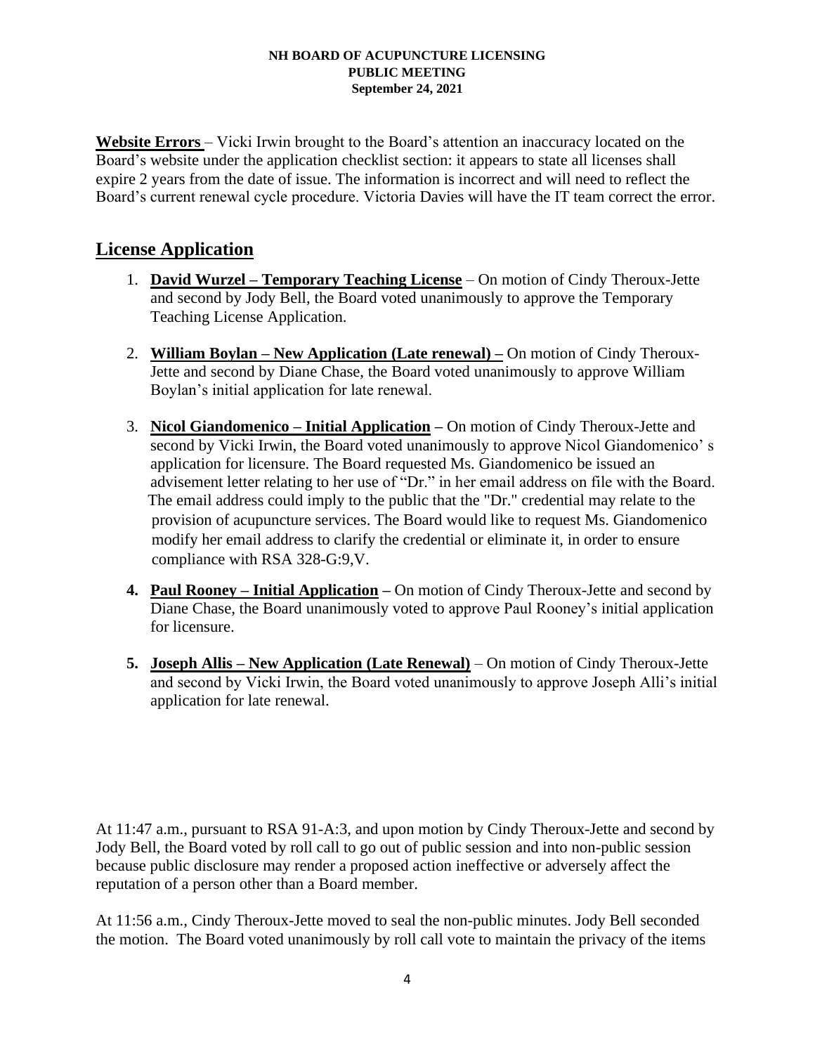**Website Errors** – Vicki Irwin brought to the Board's attention an inaccuracy located on the Board's website under the application checklist section: it appears to state all licenses shall expire 2 years from the date of issue. The information is incorrect and will need to reflect the Board's current renewal cycle procedure. Victoria Davies will have the IT team correct the error.

## License Application

1. **David Wurzel – Temporary Teaching License** – On motion of Cindy Theroux-Jette and second by Jody Bell, the Board voted unanimously to approve the Temporary Teaching License Application.

2. **William Boylan – New Application (Late renewal) –** On motion of Cindy Theroux-Jette and second by Diane Chase, the Board voted unanimously to approve William Boylan's initial application for late renewal.

3. **Nicol Giandomenico – Initial Application –** On motion of Cindy Theroux-Jette and second by Vicki Irwin, the Board voted unanimously to approve Nicol Giandomenico' s application for licensure. The Board requested Ms. Giandomenico be issued an advisement letter relating to her use of "Dr." in her email address on file with the Board. The email address could imply to the public that the "Dr." credential may relate to the provision of acupuncture services. The Board would like to request Ms. Giandomenico modify her email address to clarify the credential or eliminate it, in order to ensure compliance with RSA 328-G:9,V.

4. **Paul Rooney – Initial Application –** On motion of Cindy Theroux-Jette and second by Diane Chase, the Board unanimously voted to approve Paul Rooney's initial application for licensure.

5. **Joseph Allis – New Application (Late Renewal)** – On motion of Cindy Theroux-Jette and second by Vicki Irwin, the Board voted unanimously to approve Joseph Alli's initial application for late renewal.

At 11:47 a.m., pursuant to RSA 91-A:3, and upon motion by Cindy Theroux-Jette and second by Jody Bell, the Board voted by roll call to go out of public session and into non-public session because public disclosure may render a proposed action ineffective or adversely affect the reputation of a person other than a Board member.

At 11:56 a.m., Cindy Theroux-Jette moved to seal the non-public minutes. Jody Bell seconded the motion. The Board voted unanimously by roll call vote to maintain the privacy of the items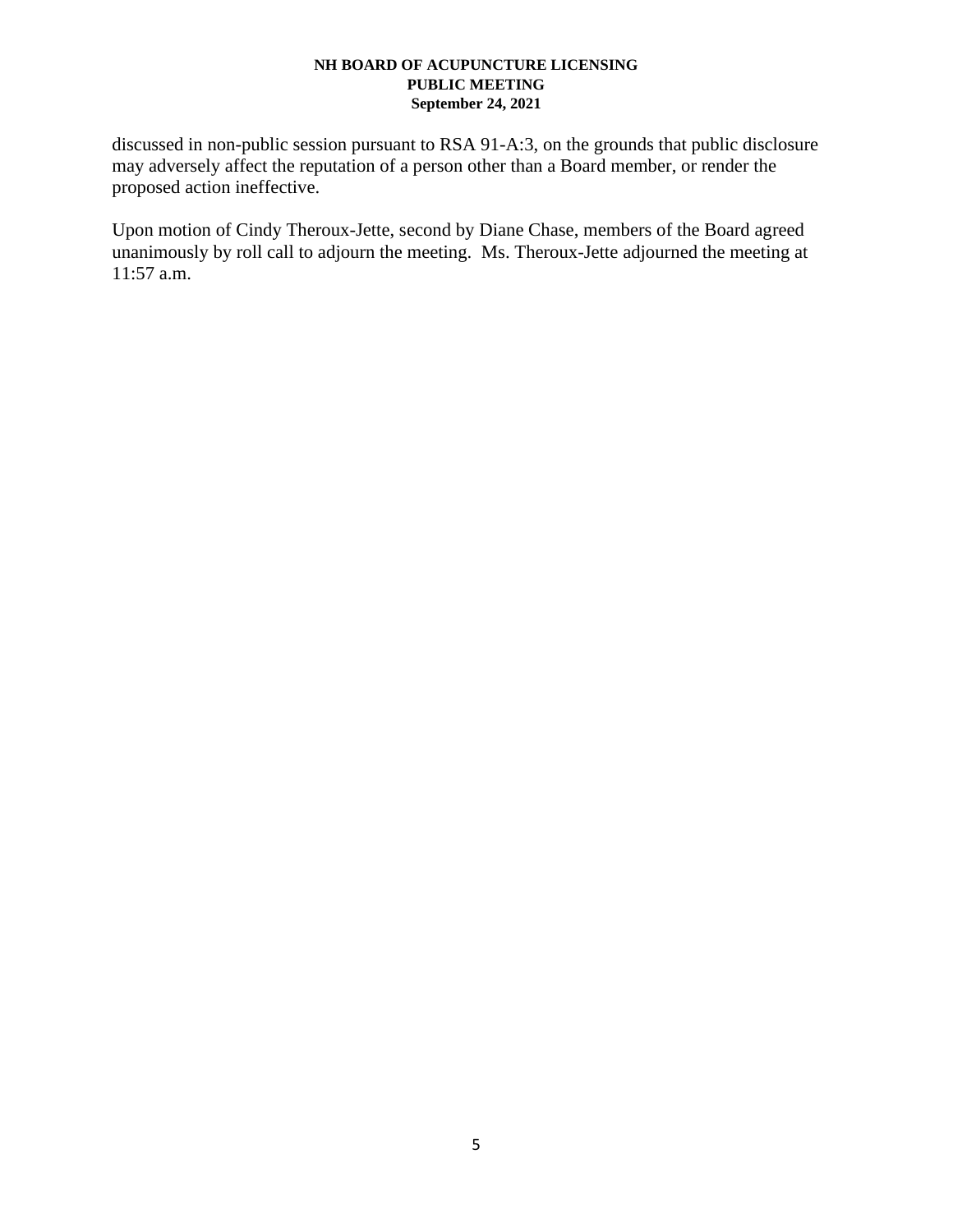discussed in non-public session pursuant to RSA 91-A:3, on the grounds that public disclosure may adversely affect the reputation of a person other than a Board member, or render the proposed action ineffective.

Upon motion of Cindy Theroux-Jette, second by Diane Chase, members of the Board agreed unanimously by roll call to adjourn the meeting. Ms. Theroux-Jette adjourned the meeting at 11:57 a.m.